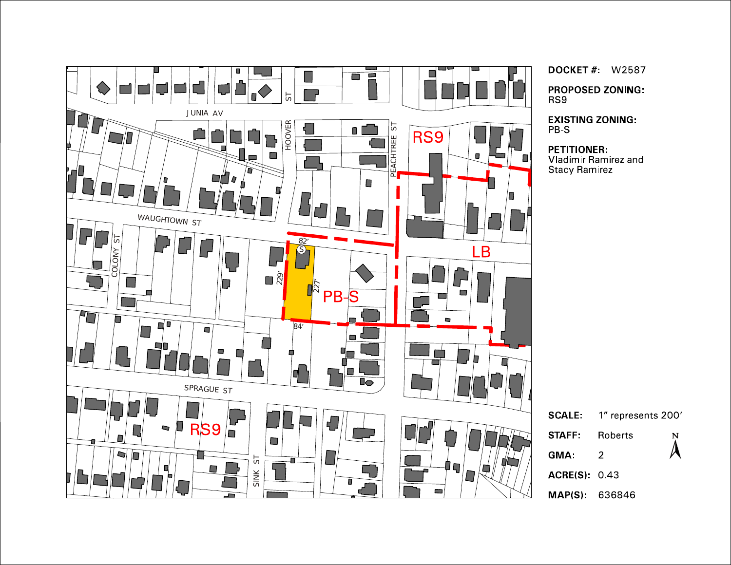**DOCKET #:** W2587

**PROPOSED ZONING:**
RS9

**EXISTING ZONING:**
PB-S

**PETITIONER:**
Vladimir Ramirez and
Stacy Ramirez

**SCALE:** 1″ represents 200′

**STAFF:** Roberts

**GMA:** 2

**ACRE(S):** 0.43

**MAP(S):** 636846

JUNIA AV

HOOVER ST

PEACHTREE ST

WAUGHTOWN ST

COLONY ST

SPRAGUE ST

SINK ST

RS9

LB

PB-S

RS9

82′

229′

227′

84′

S

N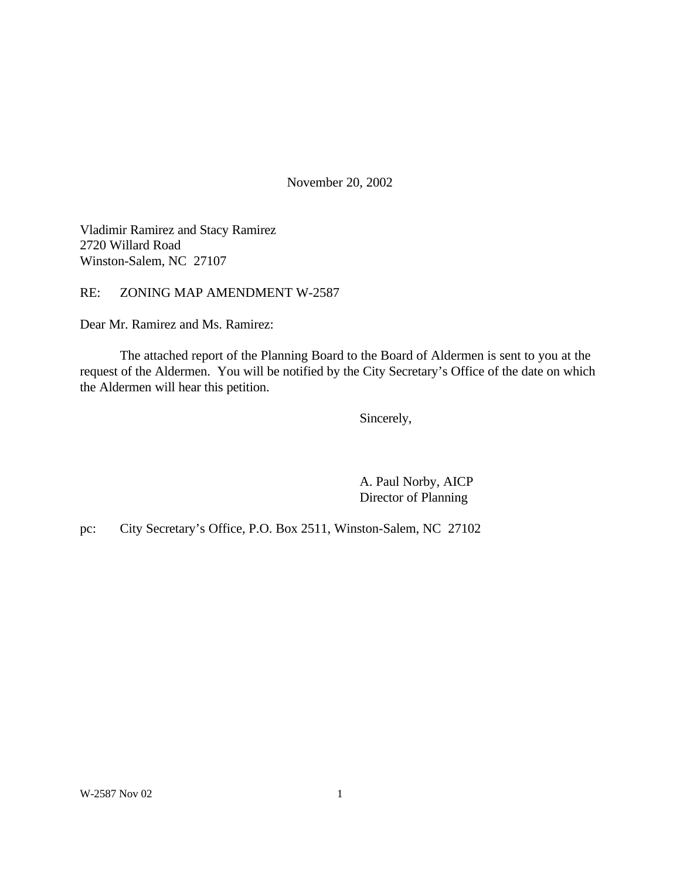November 20, 2002

Vladimir Ramirez and Stacy Ramirez
2720 Willard Road
Winston-Salem, NC 27107

RE: ZONING MAP AMENDMENT W-2587

Dear Mr. Ramirez and Ms. Ramirez:

The attached report of the Planning Board to the Board of Aldermen is sent to you at the request of the Aldermen. You will be notified by the City Secretary's Office of the date on which the Aldermen will hear this petition.

Sincerely,

A. Paul Norby, AICP
Director of Planning

pc: City Secretary's Office, P.O. Box 2511, Winston-Salem, NC 27102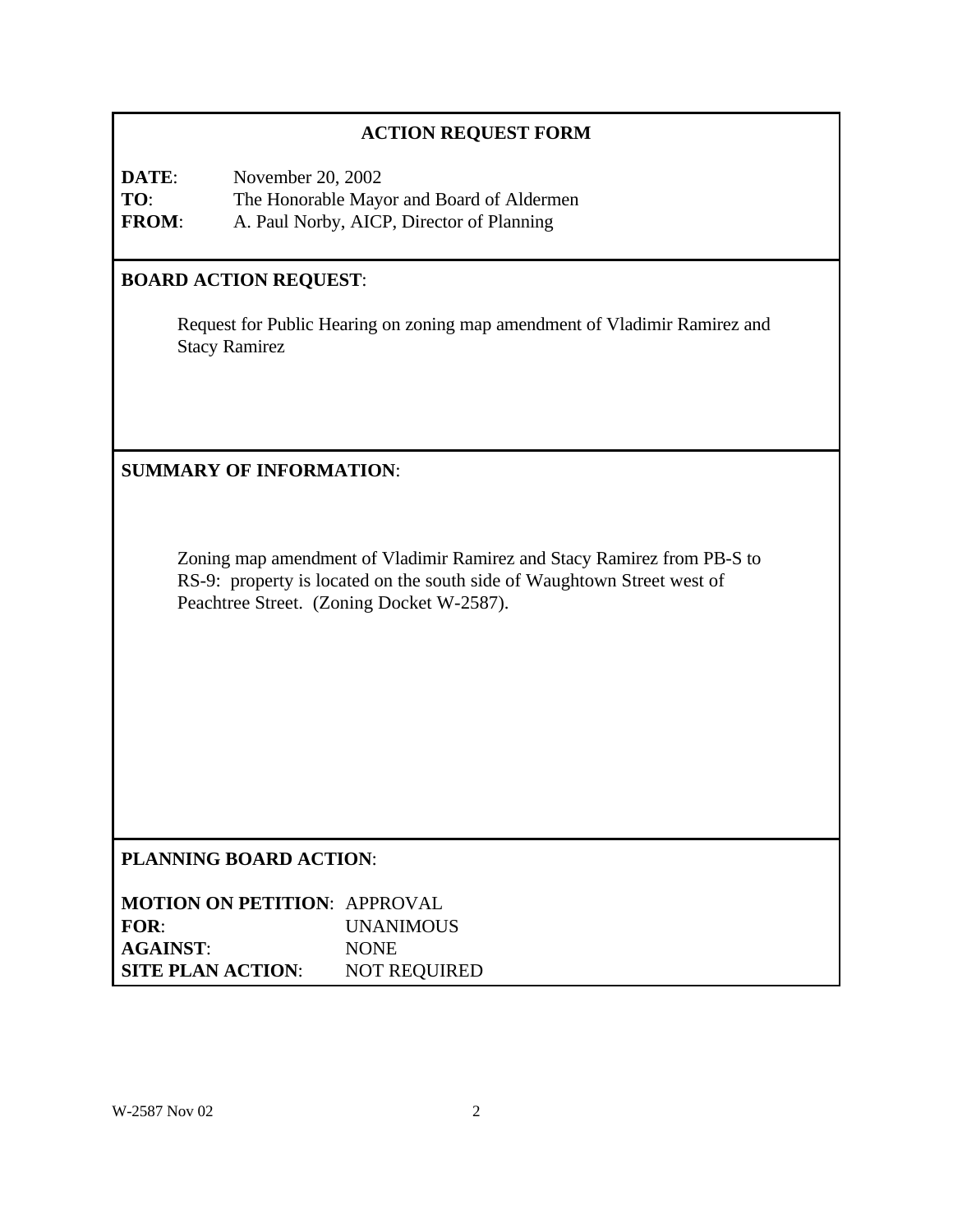## ACTION REQUEST FORM

**DATE**: November 20, 2002
**TO**: The Honorable Mayor and Board of Aldermen
**FROM**: A. Paul Norby, AICP, Director of Planning

**BOARD ACTION REQUEST**:

Request for Public Hearing on zoning map amendment of Vladimir Ramirez and Stacy Ramirez

**SUMMARY OF INFORMATION**:

Zoning map amendment of Vladimir Ramirez and Stacy Ramirez from PB-S to RS-9: property is located on the south side of Waughtown Street west of Peachtree Street. (Zoning Docket W-2587).

**PLANNING BOARD ACTION**:

**MOTION ON PETITION**: APPROVAL
**FOR**: UNANIMOUS
**AGAINST**: NONE
**SITE PLAN ACTION**: NOT REQUIRED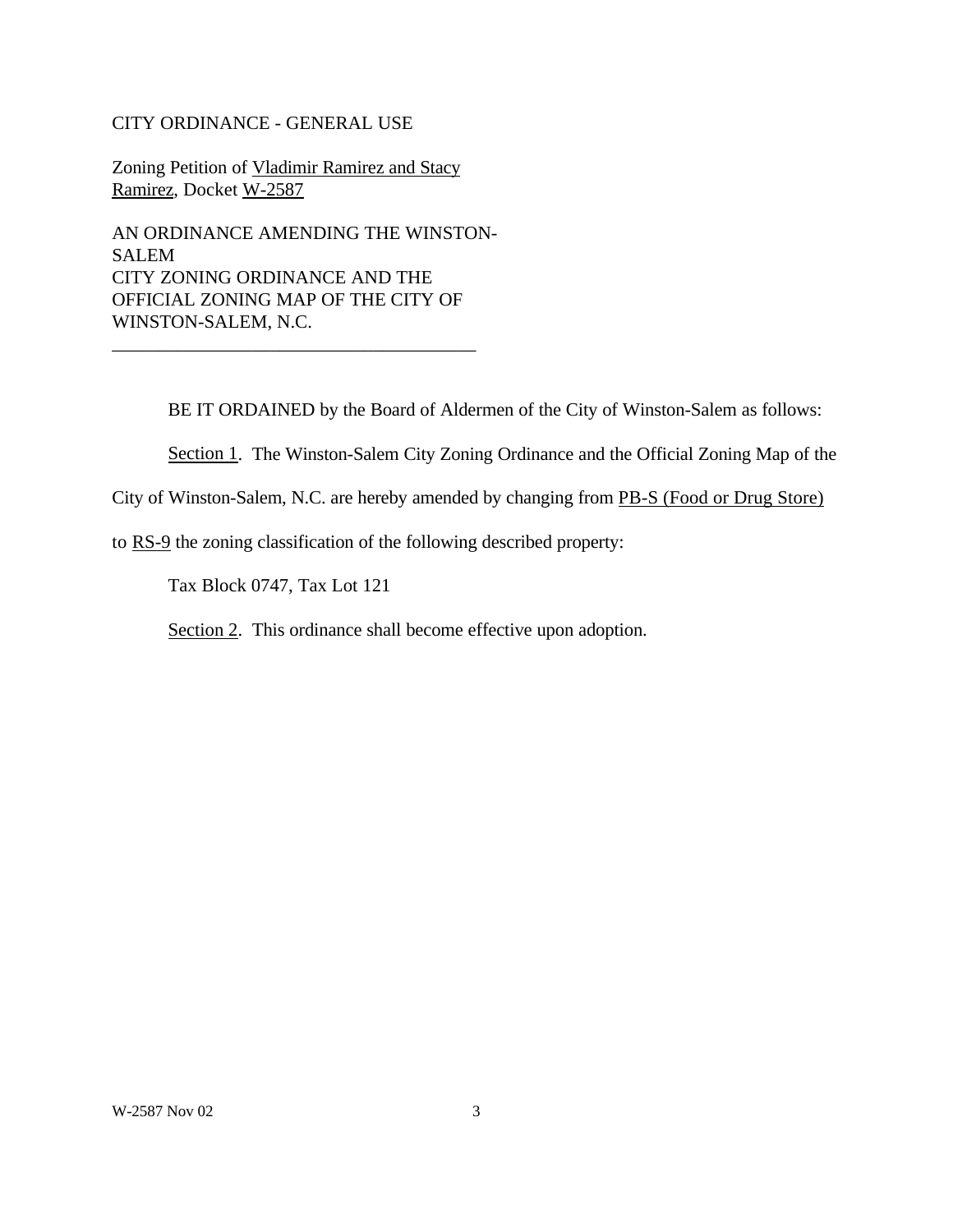CITY ORDINANCE - GENERAL USE

Zoning Petition of Vladimir Ramirez and Stacy Ramirez, Docket W-2587

AN ORDINANCE AMENDING THE WINSTON-SALEM CITY ZONING ORDINANCE AND THE OFFICIAL ZONING MAP OF THE CITY OF WINSTON-SALEM, N.C.

---

BE IT ORDAINED by the Board of Aldermen of the City of Winston-Salem as follows:

Section 1. The Winston-Salem City Zoning Ordinance and the Official Zoning Map of the City of Winston-Salem, N.C. are hereby amended by changing from PB-S (Food or Drug Store) to RS-9 the zoning classification of the following described property:

Tax Block 0747, Tax Lot 121

Section 2. This ordinance shall become effective upon adoption.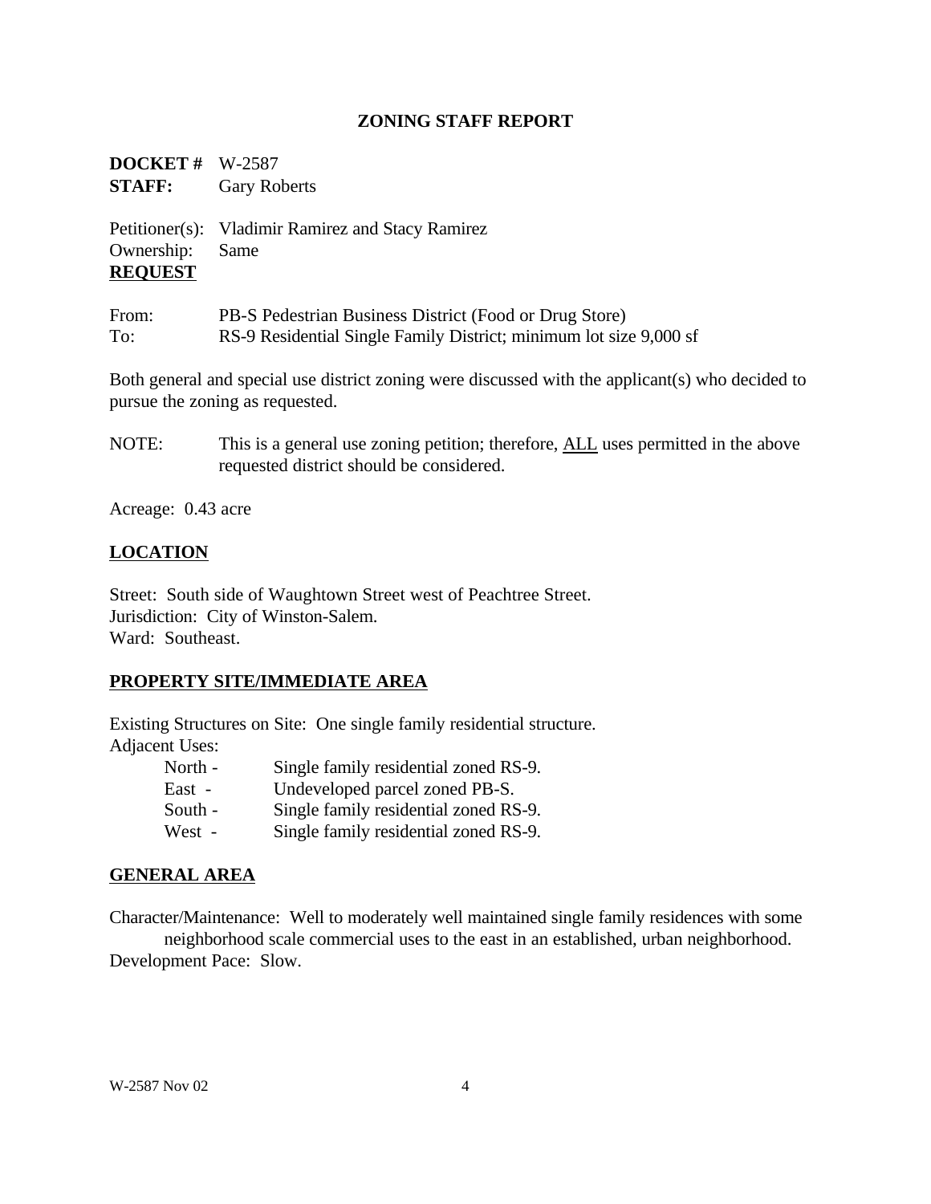# ZONING STAFF REPORT

**DOCKET #** W-2587
**STAFF:** Gary Roberts

Petitioner(s): Vladimir Ramirez and Stacy Ramirez
Ownership: Same

## REQUEST

From: PB-S Pedestrian Business District (Food or Drug Store)
To: RS-9 Residential Single Family District; minimum lot size 9,000 sf

Both general and special use district zoning were discussed with the applicant(s) who decided to pursue the zoning as requested.

NOTE: This is a general use zoning petition; therefore, ALL uses permitted in the above requested district should be considered.

Acreage: 0.43 acre

## LOCATION

Street: South side of Waughtown Street west of Peachtree Street.
Jurisdiction: City of Winston-Salem.
Ward: Southeast.

## PROPERTY SITE/IMMEDIATE AREA

Existing Structures on Site: One single family residential structure.
Adjacent Uses:

- North - Single family residential zoned RS-9.
- East - Undeveloped parcel zoned PB-S.
- South - Single family residential zoned RS-9.
- West - Single family residential zoned RS-9.

## GENERAL AREA

Character/Maintenance: Well to moderately well maintained single family residences with some neighborhood scale commercial uses to the east in an established, urban neighborhood.
Development Pace: Slow.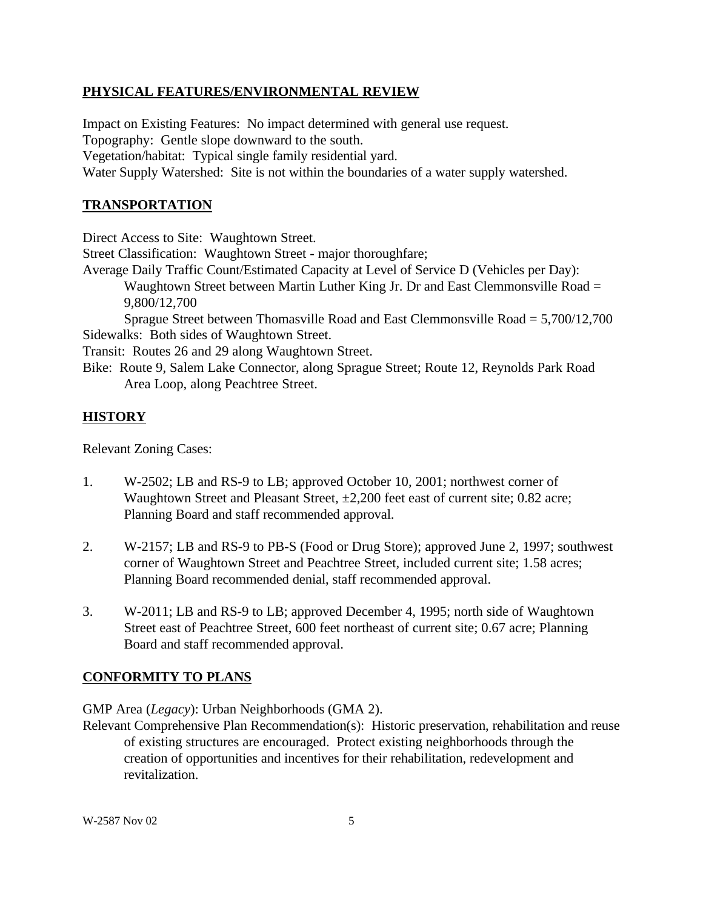## PHYSICAL FEATURES/ENVIRONMENTAL REVIEW

Impact on Existing Features: No impact determined with general use request.
Topography: Gentle slope downward to the south.
Vegetation/habitat: Typical single family residential yard.
Water Supply Watershed: Site is not within the boundaries of a water supply watershed.

## TRANSPORTATION

Direct Access to Site: Waughtown Street.
Street Classification: Waughtown Street - major thoroughfare;
Average Daily Traffic Count/Estimated Capacity at Level of Service D (Vehicles per Day):
Waughtown Street between Martin Luther King Jr. Dr and East Clemmonsville Road = 9,800/12,700
Sprague Street between Thomasville Road and East Clemmonsville Road = 5,700/12,700
Sidewalks: Both sides of Waughtown Street.
Transit: Routes 26 and 29 along Waughtown Street.
Bike: Route 9, Salem Lake Connector, along Sprague Street; Route 12, Reynolds Park Road Area Loop, along Peachtree Street.

## HISTORY

Relevant Zoning Cases:

1. W-2502; LB and RS-9 to LB; approved October 10, 2001; northwest corner of Waughtown Street and Pleasant Street, ±2,200 feet east of current site; 0.82 acre; Planning Board and staff recommended approval.

2. W-2157; LB and RS-9 to PB-S (Food or Drug Store); approved June 2, 1997; southwest corner of Waughtown Street and Peachtree Street, included current site; 1.58 acres; Planning Board recommended denial, staff recommended approval.

3. W-2011; LB and RS-9 to LB; approved December 4, 1995; north side of Waughtown Street east of Peachtree Street, 600 feet northeast of current site; 0.67 acre; Planning Board and staff recommended approval.

## CONFORMITY TO PLANS

GMP Area (*Legacy*): Urban Neighborhoods (GMA 2).
Relevant Comprehensive Plan Recommendation(s): Historic preservation, rehabilitation and reuse of existing structures are encouraged. Protect existing neighborhoods through the creation of opportunities and incentives for their rehabilitation, redevelopment and revitalization.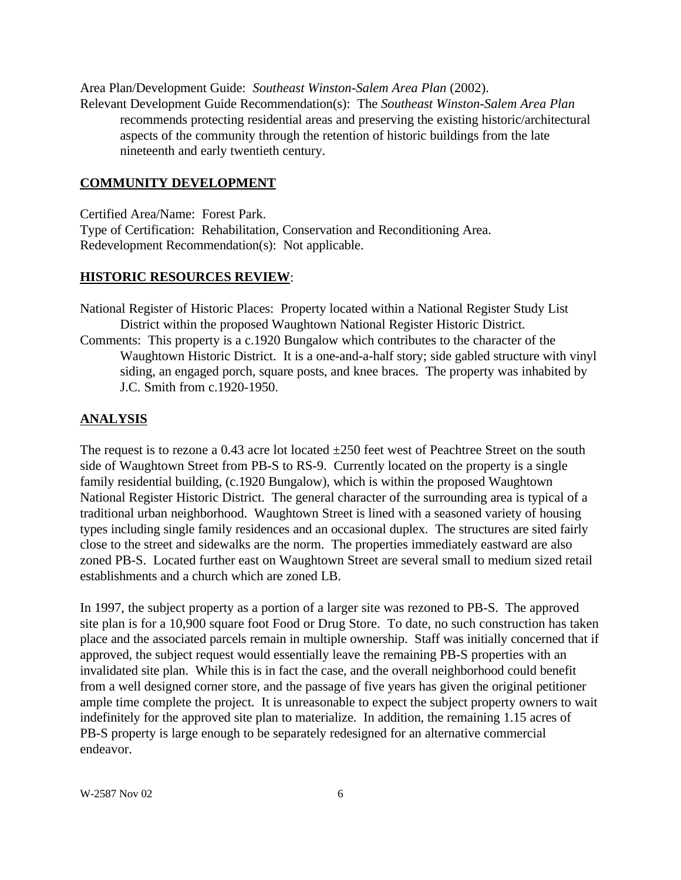Area Plan/Development Guide: *Southeast Winston-Salem Area Plan* (2002).

Relevant Development Guide Recommendation(s): The *Southeast Winston-Salem Area Plan* recommends protecting residential areas and preserving the existing historic/architectural aspects of the community through the retention of historic buildings from the late nineteenth and early twentieth century.

## COMMUNITY DEVELOPMENT

Certified Area/Name: Forest Park.

Type of Certification: Rehabilitation, Conservation and Reconditioning Area.

Redevelopment Recommendation(s): Not applicable.

## HISTORIC RESOURCES REVIEW:

National Register of Historic Places: Property located within a National Register Study List District within the proposed Waughtown National Register Historic District.

Comments: This property is a c.1920 Bungalow which contributes to the character of the Waughtown Historic District. It is a one-and-a-half story; side gabled structure with vinyl siding, an engaged porch, square posts, and knee braces. The property was inhabited by J.C. Smith from c.1920-1950.

## ANALYSIS

The request is to rezone a 0.43 acre lot located ±250 feet west of Peachtree Street on the south side of Waughtown Street from PB-S to RS-9. Currently located on the property is a single family residential building, (c.1920 Bungalow), which is within the proposed Waughtown National Register Historic District. The general character of the surrounding area is typical of a traditional urban neighborhood. Waughtown Street is lined with a seasoned variety of housing types including single family residences and an occasional duplex. The structures are sited fairly close to the street and sidewalks are the norm. The properties immediately eastward are also zoned PB-S. Located further east on Waughtown Street are several small to medium sized retail establishments and a church which are zoned LB.

In 1997, the subject property as a portion of a larger site was rezoned to PB-S. The approved site plan is for a 10,900 square foot Food or Drug Store. To date, no such construction has taken place and the associated parcels remain in multiple ownership. Staff was initially concerned that if approved, the subject request would essentially leave the remaining PB-S properties with an invalidated site plan. While this is in fact the case, and the overall neighborhood could benefit from a well designed corner store, and the passage of five years has given the original petitioner ample time complete the project. It is unreasonable to expect the subject property owners to wait indefinitely for the approved site plan to materialize. In addition, the remaining 1.15 acres of PB-S property is large enough to be separately redesigned for an alternative commercial endeavor.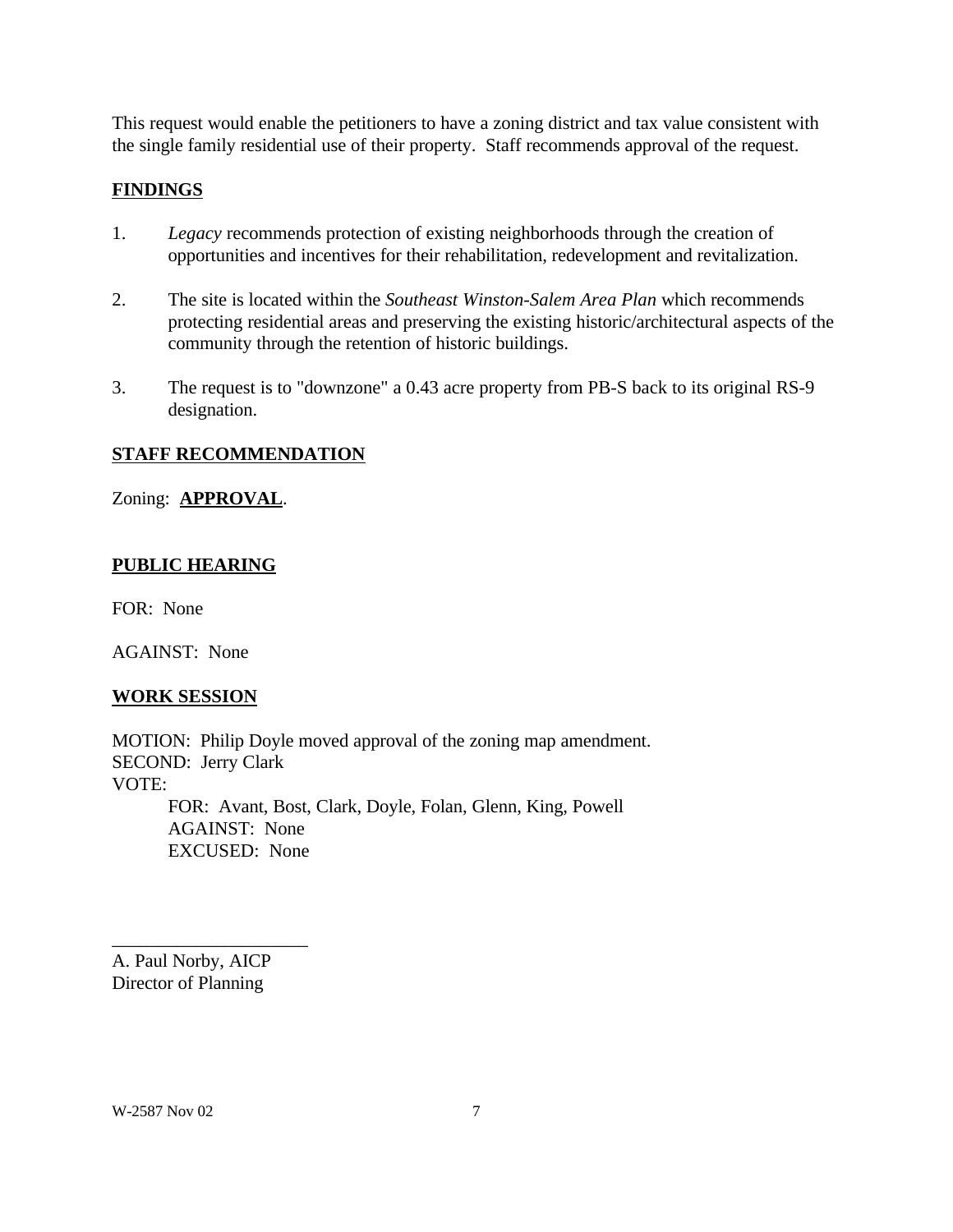This request would enable the petitioners to have a zoning district and tax value consistent with the single family residential use of their property. Staff recommends approval of the request.

## FINDINGS

1. *Legacy* recommends protection of existing neighborhoods through the creation of opportunities and incentives for their rehabilitation, redevelopment and revitalization.

2. The site is located within the *Southeast Winston-Salem Area Plan* which recommends protecting residential areas and preserving the existing historic/architectural aspects of the community through the retention of historic buildings.

3. The request is to "downzone" a 0.43 acre property from PB-S back to its original RS-9 designation.

## STAFF RECOMMENDATION

Zoning: **APPROVAL**.

## PUBLIC HEARING

FOR: None

AGAINST: None

## WORK SESSION

MOTION: Philip Doyle moved approval of the zoning map amendment.
SECOND: Jerry Clark
VOTE:

FOR: Avant, Bost, Clark, Doyle, Folan, Glenn, King, Powell
AGAINST: None
EXCUSED: None

\_\_\_\_\_\_\_\_\_\_\_\_\_\_\_\_\_\_\_\_\_\_

A. Paul Norby, AICP
Director of Planning